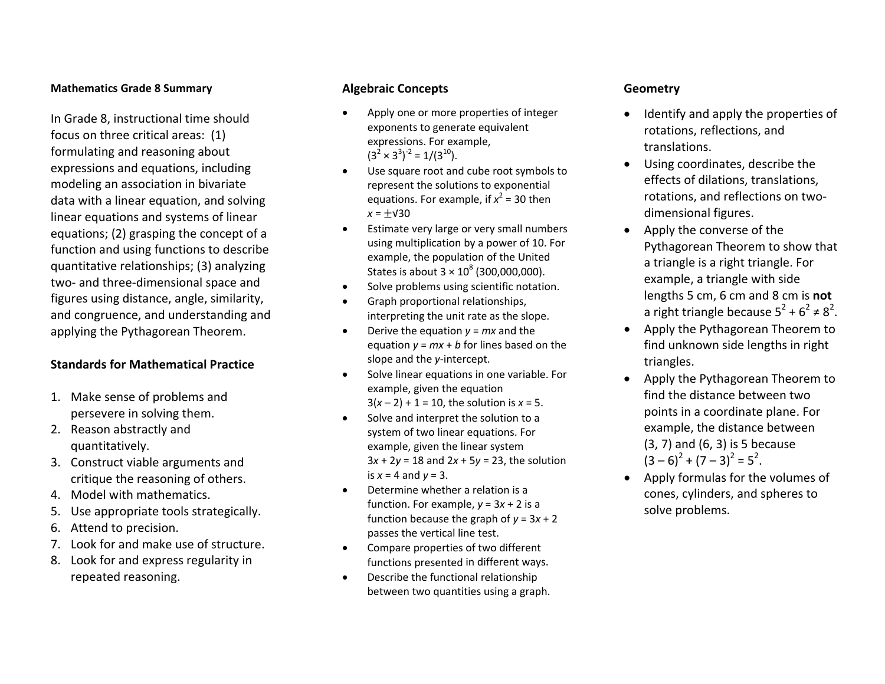# Mathematics Grade 8 Summary

In Grade 8, instructional time should focus on three critical areas: (1) formulating and reasoning about expressions and equations, including modeling an association in bivariate data with a linear equation, and solving linear equations and systems of linear equations; (2) grasping the concept of a function and using functions to describe quantitative relationships; (3) analyzing two- and three-dimensional space and figures using distance, angle, similarity, and congruence, and understanding and applying the Pythagorean Theorem.

## Standards for Mathematical Practice

1. Make sense of problems and persevere in solving them.
2. Reason abstractly and quantitatively.
3. Construct viable arguments and critique the reasoning of others.
4. Model with mathematics.
5. Use appropriate tools strategically.
6. Attend to precision.
7. Look for and make use of structure.
8. Look for and express regularity in repeated reasoning.

## Algebraic Concepts

- Apply one or more properties of integer exponents to generate equivalent expressions. For example, $(3^2 \times 3^3)^{-2} = 1/(3^{10})$.
- Use square root and cube root symbols to represent the solutions to exponential equations. For example, if $x^2 = 30$ then $x = \pm\sqrt{30}$
- Estimate very large or very small numbers using multiplication by a power of 10. For example, the population of the United States is about $3 \times 10^8$ (300,000,000).
- Solve problems using scientific notation.
- Graph proportional relationships, interpreting the unit rate as the slope.
- Derive the equation $y = mx$ and the equation $y = mx + b$ for lines based on the slope and the $y$-intercept.
- Solve linear equations in one variable. For example, given the equation $3(x - 2) + 1 = 10$, the solution is $x = 5$.
- Solve and interpret the solution to a system of two linear equations. For example, given the linear system $3x + 2y = 18$ and $2x + 5y = 23$, the solution is $x = 4$ and $y = 3$.
- Determine whether a relation is a function. For example, $y = 3x + 2$ is a function because the graph of $y = 3x + 2$ passes the vertical line test.
- Compare properties of two different functions presented in different ways.
- Describe the functional relationship between two quantities using a graph.

## Geometry

- Identify and apply the properties of rotations, reflections, and translations.
- Using coordinates, describe the effects of dilations, translations, rotations, and reflections on two-dimensional figures.
- Apply the converse of the Pythagorean Theorem to show that a triangle is a right triangle. For example, a triangle with side lengths 5 cm, 6 cm and 8 cm is **not** a right triangle because $5^2 + 6^2 \neq 8^2$.
- Apply the Pythagorean Theorem to find unknown side lengths in right triangles.
- Apply the Pythagorean Theorem to find the distance between two points in a coordinate plane. For example, the distance between (3, 7) and (6, 3) is 5 because $(3 - 6)^2 + (7 - 3)^2 = 5^2$.
- Apply formulas for the volumes of cones, cylinders, and spheres to solve problems.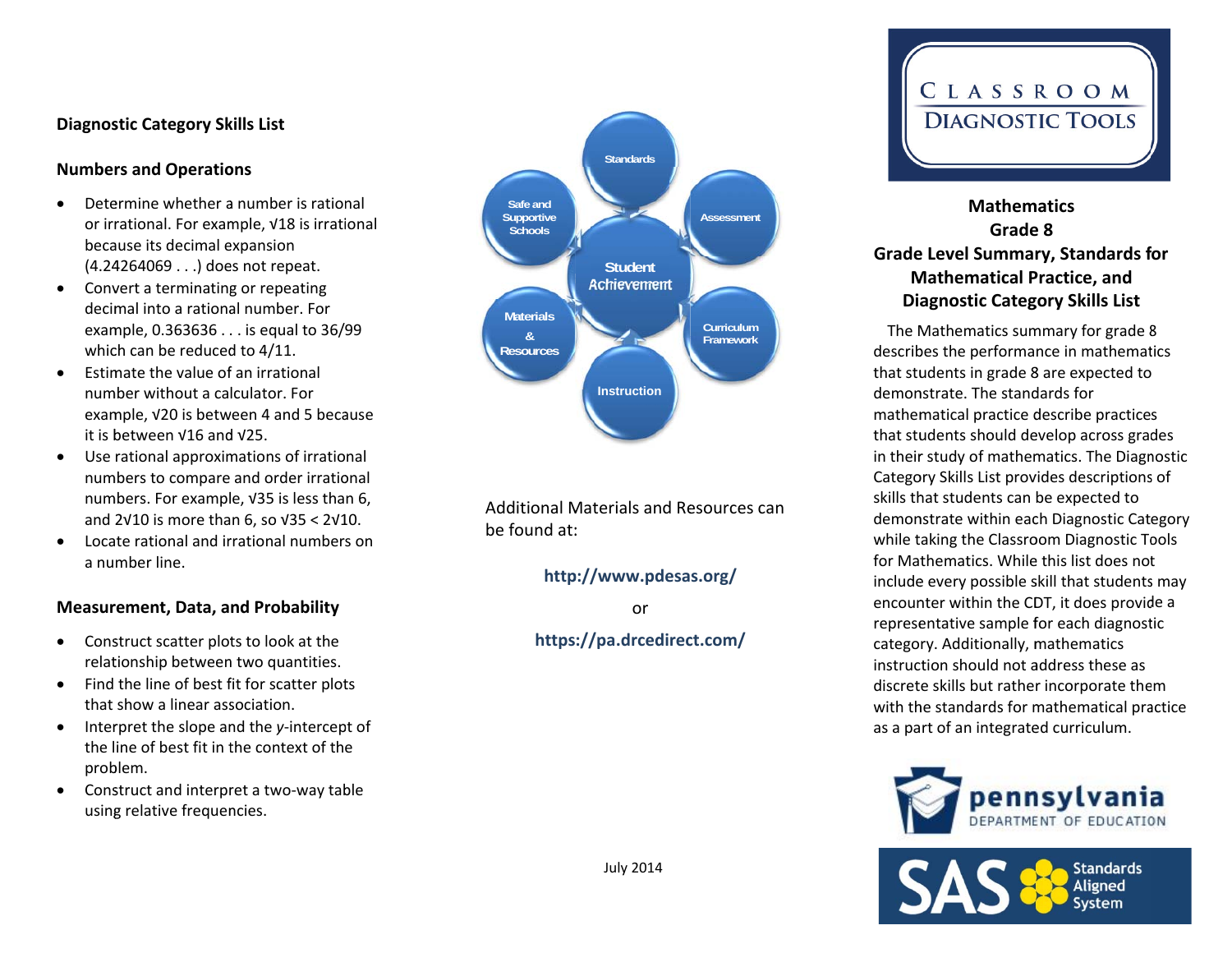## Diagnostic Category Skills List

### Numbers and Operations

- Determine whether a number is rational or irrational. For example, $\sqrt{18}$ is irrational because its decimal expansion (4.24264069 . . .) does not repeat.
- Convert a terminating or repeating decimal into a rational number. For example, 0.363636 . . . is equal to 36/99 which can be reduced to 4/11.
- Estimate the value of an irrational number without a calculator. For example, $\sqrt{20}$ is between 4 and 5 because it is between $\sqrt{16}$ and $\sqrt{25}$.
- Use rational approximations of irrational numbers to compare and order irrational numbers. For example, $\sqrt{35}$ is less than 6, and $2\sqrt{10}$ is more than 6, so $\sqrt{35} < 2\sqrt{10}$.
- Locate rational and irrational numbers on a number line.

### Measurement, Data, and Probability

- Construct scatter plots to look at the relationship between two quantities.
- Find the line of best fit for scatter plots that show a linear association.
- Interpret the slope and the *y*-intercept of the line of best fit in the context of the problem.
- Construct and interpret a two-way table using relative frequencies.

Standards

Safe and Supportive Schools

Assessment

Student Achievement

Materials & Resources

Curriculum Framework

Instruction

Additional Materials and Resources can be found at:

**http://www.pdesas.org/**

or

**https://pa.drcedirect.com/**

July 2014

Classroom Diagnostic Tools

**Mathematics**
**Grade 8**
**Grade Level Summary, Standards for Mathematical Practice, and Diagnostic Category Skills List**

The Mathematics summary for grade 8 describes the performance in mathematics that students in grade 8 are expected to demonstrate. The standards for mathematical practice describe practices that students should develop across grades in their study of mathematics. The Diagnostic Category Skills List provides descriptions of skills that students can be expected to demonstrate within each Diagnostic Category while taking the Classroom Diagnostic Tools for Mathematics. While this list does not include every possible skill that students may encounter within the CDT, it does provide a representative sample for each diagnostic category. Additionally, mathematics instruction should not address these as discrete skills but rather incorporate them with the standards for mathematical practice as a part of an integrated curriculum.

pennsylvania DEPARTMENT OF EDUCATION

SAS Standards Aligned System